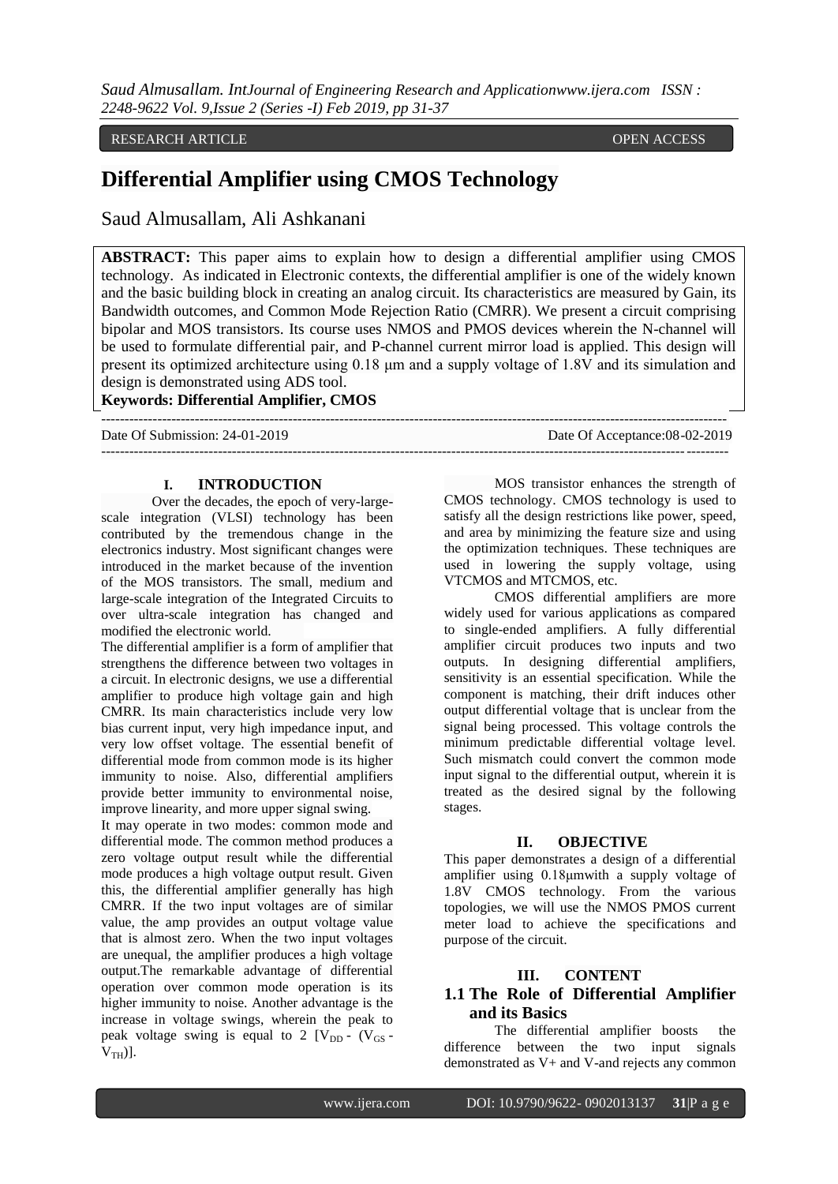RESEARCH ARTICLE OPEN ACCESS

# Differential Amplifier using CMOS Technology

Saud Almusallam, Ali Ashkanani

**ABSTRACT:** This paper aims to explain how to design a differential amplifier using CMOS technology. As indicated in Electronic contexts, the differential amplifier is one of the widely known and the basic building block in creating an analog circuit. Its characteristics are measured by Gain, its Bandwidth outcomes, and Common Mode Rejection Ratio (CMRR). We present a circuit comprising bipolar and MOS transistors. Its course uses NMOS and PMOS devices wherein the N-channel will be used to formulate differential pair, and P-channel current mirror load is applied. This design will present its optimized architecture using 0.18 µm and a supply voltage of 1.8V and its simulation and design is demonstrated using ADS tool.

**Keywords: Differential Amplifier, CMOS**

Date Of Submission: 24-01-2019 Date Of Acceptance:08-02-2019

## I. INTRODUCTION

Over the decades, the epoch of very-large-scale integration (VLSI) technology has been contributed by the tremendous change in the electronics industry. Most significant changes were introduced in the market because of the invention of the MOS transistors. The small, medium and large-scale integration of the Integrated Circuits to over ultra-scale integration has changed and modified the electronic world.

The differential amplifier is a form of amplifier that strengthens the difference between two voltages in a circuit. In electronic designs, we use a differential amplifier to produce high voltage gain and high CMRR. Its main characteristics include very low bias current input, very high impedance input, and very low offset voltage. The essential benefit of differential mode from common mode is its higher immunity to noise. Also, differential amplifiers provide better immunity to environmental noise, improve linearity, and more upper signal swing.

It may operate in two modes: common mode and differential mode. The common method produces a zero voltage output result while the differential mode produces a high voltage output result. Given this, the differential amplifier generally has high CMRR. If the two input voltages are of similar value, the amp provides an output voltage value that is almost zero. When the two input voltages are unequal, the amplifier produces a high voltage output.The remarkable advantage of differential operation over common mode operation is its higher immunity to noise. Another advantage is the increase in voltage swings, wherein the peak to peak voltage swing is equal to 2 $[V_{DD} - (V_{GS} - V_{TH})]$.

MOS transistor enhances the strength of CMOS technology. CMOS technology is used to satisfy all the design restrictions like power, speed, and area by minimizing the feature size and using the optimization techniques. These techniques are used in lowering the supply voltage, using VTCMOS and MTCMOS, etc.

CMOS differential amplifiers are more widely used for various applications as compared to single-ended amplifiers. A fully differential amplifier circuit produces two inputs and two outputs. In designing differential amplifiers, sensitivity is an essential specification. While the component is matching, their drift induces other output differential voltage that is unclear from the signal being processed. This voltage controls the minimum predictable differential voltage level. Such mismatch could convert the common mode input signal to the differential output, wherein it is treated as the desired signal by the following stages.

## II. OBJECTIVE

This paper demonstrates a design of a differential amplifier using 0.18µmwith a supply voltage of 1.8V CMOS technology. From the various topologies, we will use the NMOS PMOS current meter load to achieve the specifications and purpose of the circuit.

## III. CONTENT

### 1.1 The Role of Differential Amplifier and its Basics

The differential amplifier boosts the difference between the two input signals demonstrated as V+ and V-and rejects any common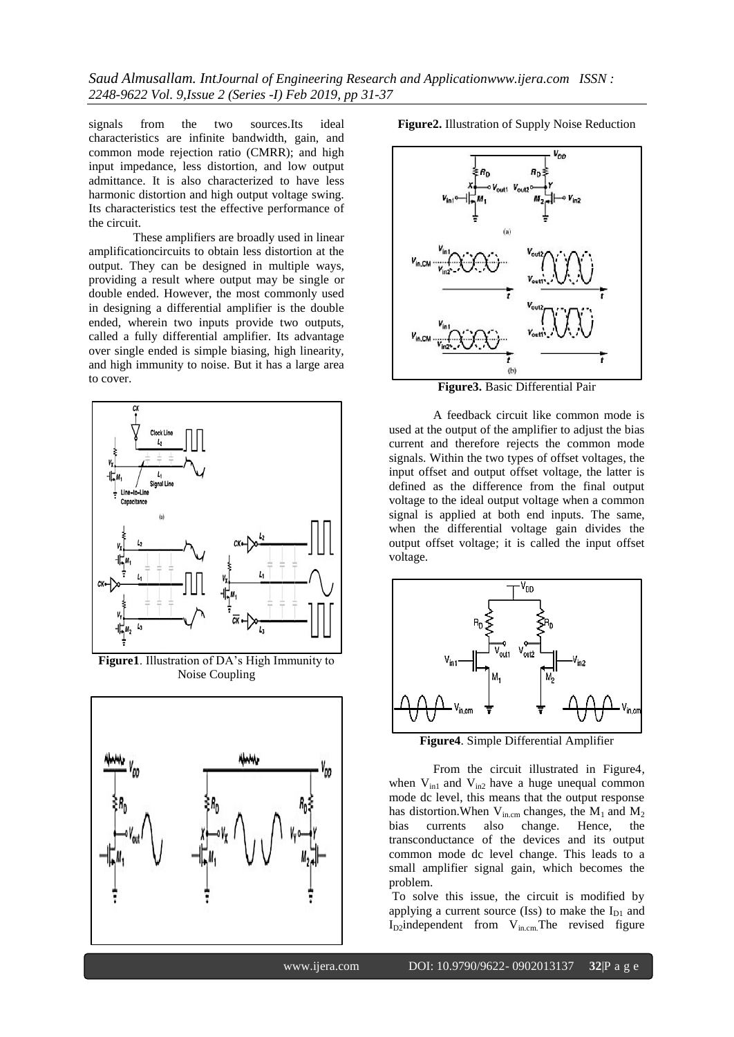signals from the two sources.Its ideal characteristics are infinite bandwidth, gain, and common mode rejection ratio (CMRR); and high input impedance, less distortion, and low output admittance. It is also characterized to have less harmonic distortion and high output voltage swing. Its characteristics test the effective performance of the circuit.

These amplifiers are broadly used in linear amplificationcircuits to obtain less distortion at the output. They can be designed in multiple ways, providing a result where output may be single or double ended. However, the most commonly used in designing a differential amplifier is the double ended, wherein two inputs provide two outputs, called a fully differential amplifier. Its advantage over single ended is simple biasing, high linearity, and high immunity to noise. But it has a large area to cover.

**Figure1**. Illustration of DA's High Immunity to Noise Coupling

**Figure2.** Illustration of Supply Noise Reduction

**Figure3.** Basic Differential Pair

A feedback circuit like common mode is used at the output of the amplifier to adjust the bias current and therefore rejects the common mode signals. Within the two types of offset voltages, the input offset and output offset voltage, the latter is defined as the difference from the final output voltage to the ideal output voltage when a common signal is applied at both end inputs. The same, when the differential voltage gain divides the output offset voltage; it is called the input offset voltage.

**Figure4**. Simple Differential Amplifier

From the circuit illustrated in Figure4, when $V_{in1}$ and $V_{in2}$ have a huge unequal common mode dc level, this means that the output response has distortion.When $V_{in.cm}$ changes, the $M_1$ and $M_2$ bias currents also change. Hence, the transconductance of the devices and its output common mode dc level change. This leads to a small amplifier signal gain, which becomes the problem.

To solve this issue, the circuit is modified by applying a current source (Iss) to make the $I_{D1}$ and $I_{D2}$independent from $V_{in.cm.}$The revised figure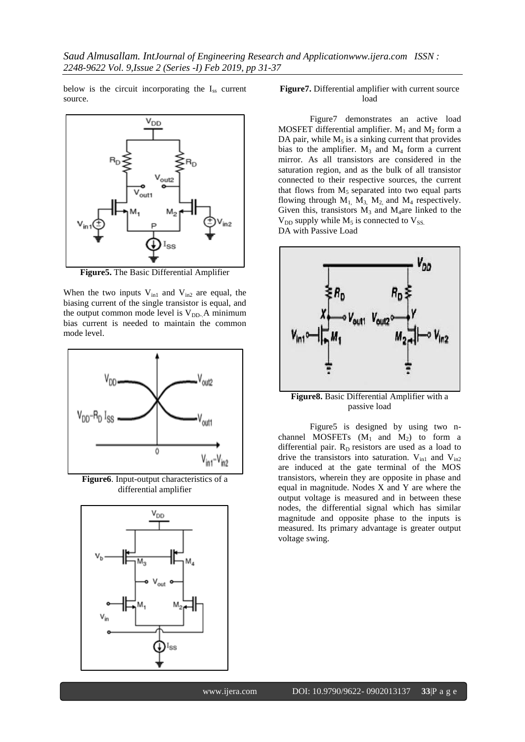below is the circuit incorporating the $I_{ss}$ current source.

VDD

RD RD

Vout2

Vout1

M1 M2

Vin1 P Vin2

ISS

**Figure5.** The Basic Differential Amplifier

When the two inputs $V_{in1}$ and $V_{in2}$ are equal, the biasing current of the single transistor is equal, and the output common mode level is $V_{DD}$. A minimum bias current is needed to maintain the common mode level.

VDD Vout2

VDD-RD ISS Vout1

0 Vin1-Vin2

**Figure6**. Input-output characteristics of a differential amplifier

VDD

Vb M3 M4

Vout

M1 M2

Vin

ISS

**Figure7.** Differential amplifier with current source load

Figure7 demonstrates an active load MOSFET differential amplifier. $M_1$ and $M_2$ form a DA pair, while $M_5$ is a sinking current that provides bias to the amplifier. $M_3$ and $M_4$ form a current mirror. As all transistors are considered in the saturation region, and as the bulk of all transistor connected to their respective sources, the current that flows from $M_5$ separated into two equal parts flowing through $M_1$, $M_3$, $M_2$, and $M_4$ respectively. Given this, transistors $M_3$ and $M_4$ are linked to the $V_{DD}$ supply while $M_5$ is connected to $V_{SS}$.

DA with Passive Load

VDD

RD RD

X Vout1 Vout2 Y

Vin1 M1 M2 Vin2

**Figure8.** Basic Differential Amplifier with a passive load

Figure5 is designed by using two n-channel MOSFETs ($M_1$ and $M_2$) to form a differential pair. $R_D$ resistors are used as a load to drive the transistors into saturation. $V_{in1}$ and $V_{in2}$ are induced at the gate terminal of the MOS transistors, wherein they are opposite in phase and equal in magnitude. Nodes X and Y are where the output voltage is measured and in between these nodes, the differential signal which has similar magnitude and opposite phase to the inputs is measured. Its primary advantage is greater output voltage swing.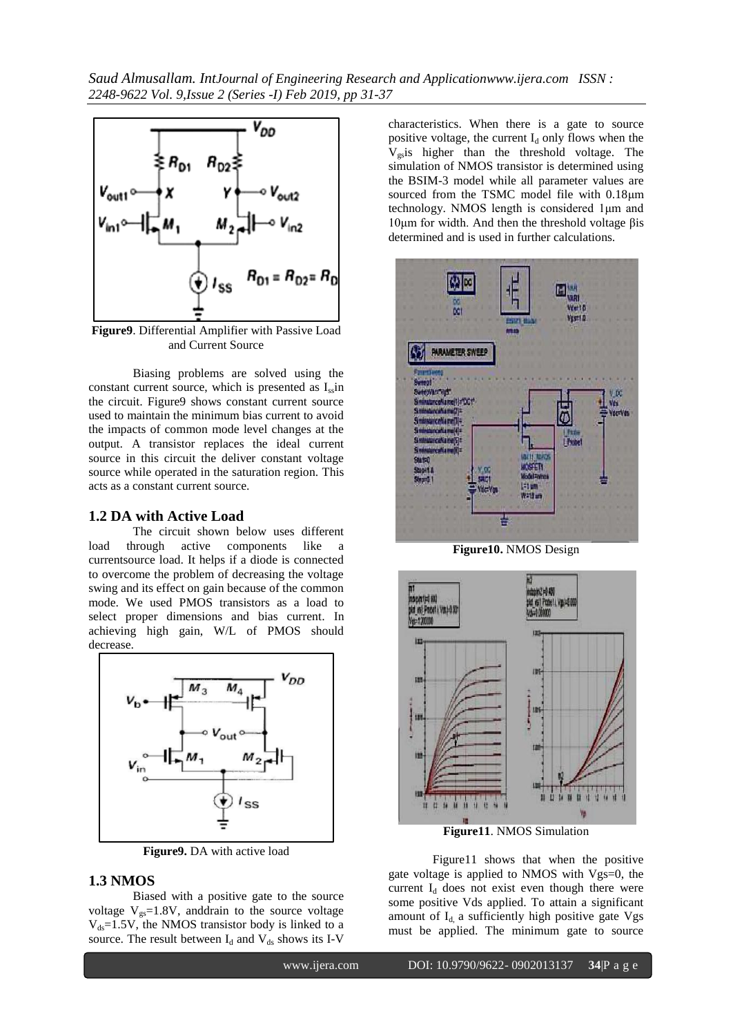**Figure9**. Differential Amplifier with Passive Load and Current Source

Biasing problems are solved using the constant current source, which is presented as $I_{ss}$in the circuit. Figure9 shows constant current source used to maintain the minimum bias current to avoid the impacts of common mode level changes at the output. A transistor replaces the ideal current source in this circuit the deliver constant voltage source while operated in the saturation region. This acts as a constant current source.

## 1.2 DA with Active Load

The circuit shown below uses different load through active components like a currentsource load. It helps if a diode is connected to overcome the problem of decreasing the voltage swing and its effect on gain because of the common mode. We used PMOS transistors as a load to select proper dimensions and bias current. In achieving high gain, W/L of PMOS should decrease.

**Figure9.** DA with active load

## 1.3 NMOS

Biased with a positive gate to the source voltage $V_{gs}$=1.8V, anddrain to the source voltage $V_{ds}$=1.5V, the NMOS transistor body is linked to a source. The result between $I_d$ and $V_{ds}$ shows its I-V characteristics. When there is a gate to source positive voltage, the current $I_d$ only flows when the $V_{gs}$is higher than the threshold voltage. The simulation of NMOS transistor is determined using the BSIM-3 model while all parameter values are sourced from the TSMC model file with 0.18μm technology. NMOS length is considered 1μm and 10μm for width. And then the threshold voltage βis determined and is used in further calculations.

**Figure10.** NMOS Design

**Figure11**. NMOS Simulation

Figure11 shows that when the positive gate voltage is applied to NMOS with Vgs=0, the current $I_d$ does not exist even though there were some positive Vds applied. To attain a significant amount of $I_d$, a sufficiently high positive gate Vgs must be applied. The minimum gate to source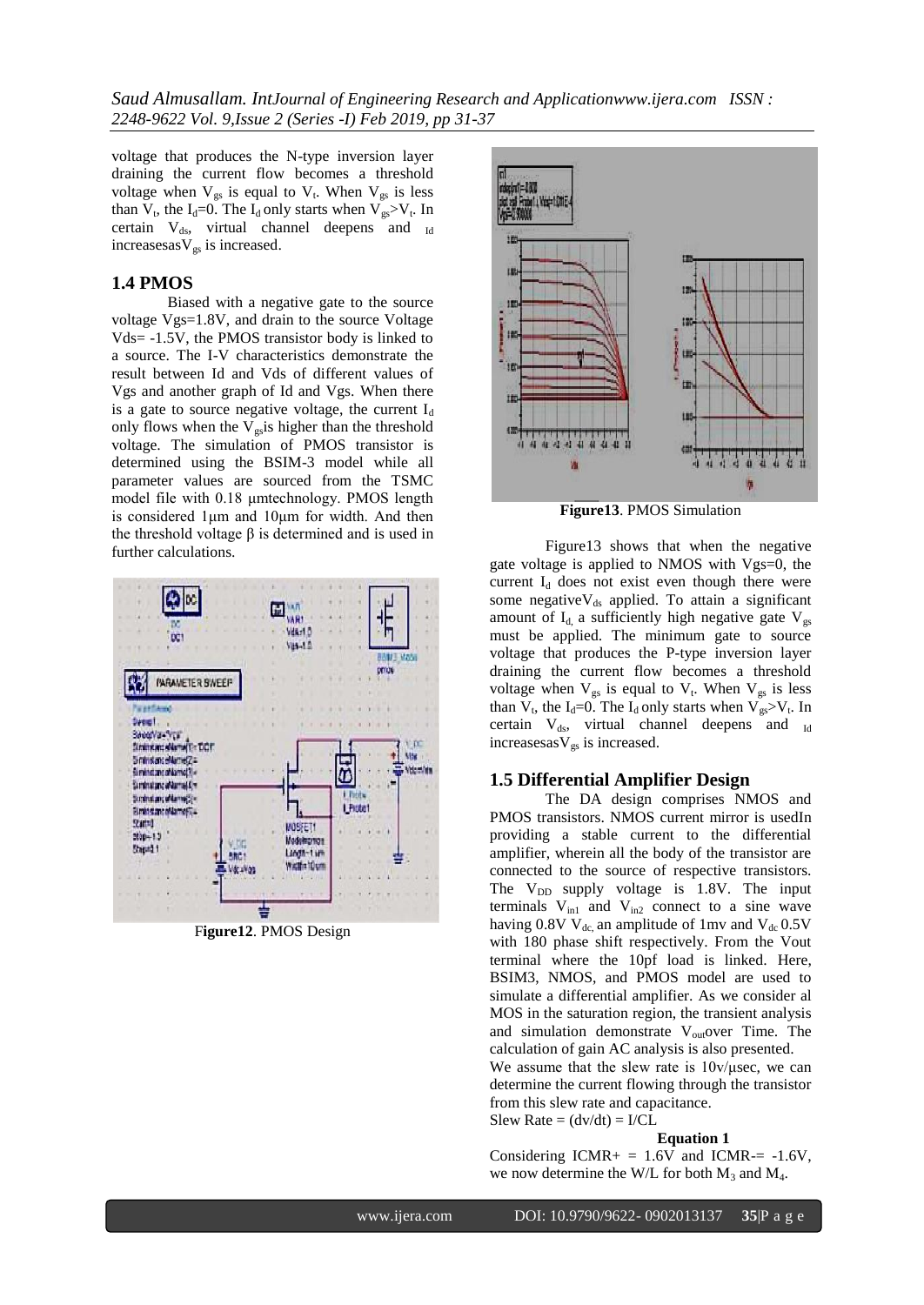voltage that produces the N-type inversion layer draining the current flow becomes a threshold voltage when $V_{gs}$ is equal to $V_t$. When $V_{gs}$ is less than $V_t$, the $I_d$=0. The $I_d$ only starts when $V_{gs}$>$V_t$. In certain $V_{ds}$, virtual channel deepens and $_{Id}$ increasesas$V_{gs}$ is increased.

## 1.4 PMOS

Biased with a negative gate to the source voltage Vgs=1.8V, and drain to the source Voltage Vds= -1.5V, the PMOS transistor body is linked to a source. The I-V characteristics demonstrate the result between Id and Vds of different values of Vgs and another graph of Id and Vgs. When there is a gate to source negative voltage, the current $I_d$ only flows when the $V_{gs}$is higher than the threshold voltage. The simulation of PMOS transistor is determined using the BSIM-3 model while all parameter values are sourced from the TSMC model file with 0.18 μmtechnology. PMOS length is considered 1μm and 10μm for width. And then the threshold voltage β is determined and is used in further calculations.

F**igure12**. PMOS Design

**Figure13**. PMOS Simulation

Figure13 shows that when the negative gate voltage is applied to NMOS with Vgs=0, the current $I_d$ does not exist even though there were some negative$V_{ds}$ applied. To attain a significant amount of $I_{d,}$ a sufficiently high negative gate $V_{gs}$ must be applied. The minimum gate to source voltage that produces the P-type inversion layer draining the current flow becomes a threshold voltage when $V_{gs}$ is equal to $V_t$. When $V_{gs}$ is less than $V_t$, the $I_d$=0. The $I_d$ only starts when $V_{gs}$>$V_t$. In certain $V_{ds}$, virtual channel deepens and $_{Id}$ increasesas$V_{gs}$ is increased.

## 1.5 Differential Amplifier Design

The DA design comprises NMOS and PMOS transistors. NMOS current mirror is usedIn providing a stable current to the differential amplifier, wherein all the body of the transistor are connected to the source of respective transistors. The $V_{DD}$ supply voltage is 1.8V. The input terminals $V_{in1}$ and $V_{in2}$ connect to a sine wave having 0.8V $V_{dc,}$ an amplitude of 1mv and $V_{dc}$ 0.5V with 180 phase shift respectively. From the Vout terminal where the 10pf load is linked. Here, BSIM3, NMOS, and PMOS model are used to simulate a differential amplifier. As we consider al MOS in the saturation region, the transient analysis and simulation demonstrate $V_{out}$over Time. The calculation of gain AC analysis is also presented.

We assume that the slew rate is 10v/μsec, we can determine the current flowing through the transistor from this slew rate and capacitance.

Slew Rate = (dv/dt) = I/CL

**Equation 1**

Considering ICMR+ = 1.6V and ICMR-= -1.6V, we now determine the W/L for both $M_3$ and $M_4$.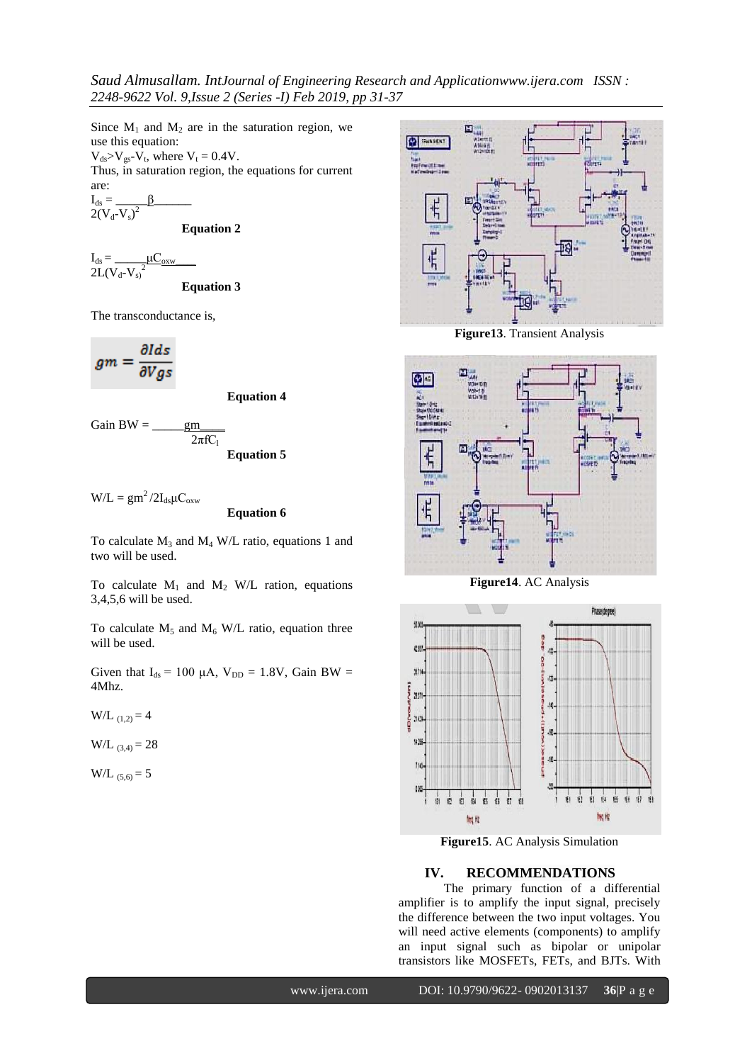Since $M_1$ and $M_2$ are in the saturation region, we use this equation:

$V_{ds} > V_{gs} - V_t$, where $V_t = 0.4V$.

Thus, in saturation region, the equations for current are:

$$I_{ds} = \frac{\beta}{2(V_d - V_s)^2}$$

**Equation 2**

$$I_{ds} = \frac{\mu C_{oxw}}{2L(V_d - V_s)^2}$$

**Equation 3**

The transconductance is,

$$gm = \frac{\partial Ids}{\partial Vgs}$$

**Equation 4**

$$\text{Gain BW} = \frac{gm}{2\pi f C_l}$$

**Equation 5**

$$W/L = gm^2 / 2I_{ds}\mu C_{oxw}$$

**Equation 6**

To calculate $M_3$ and $M_4$ W/L ratio, equations 1 and two will be used.

To calculate $M_1$ and $M_2$ W/L ration, equations 3,4,5,6 will be used.

To calculate $M_5$ and $M_6$ W/L ratio, equation three will be used.

Given that $I_{ds}$ = 100 μA, $V_{DD}$ = 1.8V, Gain BW = 4Mhz.

$W/L_{(1,2)} = 4$

$W/L_{(3,4)} = 28$

$W/L_{(5,6)} = 5$

**Figure13**. Transient Analysis

**Figure14**. AC Analysis

**Figure15**. AC Analysis Simulation

## IV. RECOMMENDATIONS

The primary function of a differential amplifier is to amplify the input signal, precisely the difference between the two input voltages. You will need active elements (components) to amplify an input signal such as bipolar or unipolar transistors like MOSFETs, FETs, and BJTs. With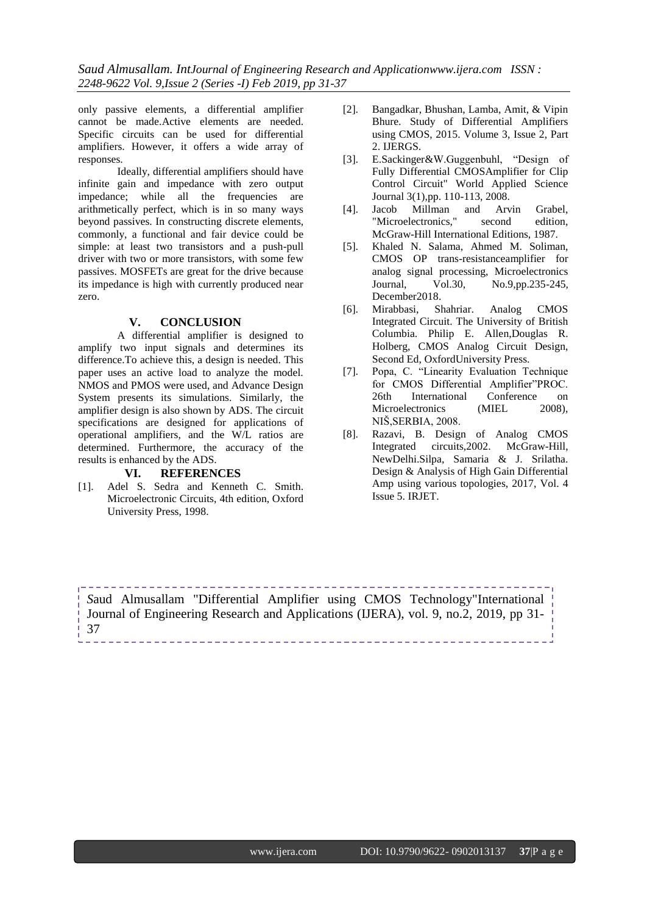only passive elements, a differential amplifier cannot be made.Active elements are needed. Specific circuits can be used for differential amplifiers. However, it offers a wide array of responses.

Ideally, differential amplifiers should have infinite gain and impedance with zero output impedance; while all the frequencies are arithmetically perfect, which is in so many ways beyond passives. In constructing discrete elements, commonly, a functional and fair device could be simple: at least two transistors and a push-pull driver with two or more transistors, with some few passives. MOSFETs are great for the drive because its impedance is high with currently produced near zero.

## V. CONCLUSION

A differential amplifier is designed to amplify two input signals and determines its difference.To achieve this, a design is needed. This paper uses an active load to analyze the model. NMOS and PMOS were used, and Advance Design System presents its simulations. Similarly, the amplifier design is also shown by ADS. The circuit specifications are designed for applications of operational amplifiers, and the W/L ratios are determined. Furthermore, the accuracy of the results is enhanced by the ADS.

## VI. REFERENCES

[1]. Adel S. Sedra and Kenneth C. Smith. Microelectronic Circuits, 4th edition, Oxford University Press, 1998.

[2]. Bangadkar, Bhushan, Lamba, Amit, & Vipin Bhure. Study of Differential Amplifiers using CMOS, 2015. Volume 3, Issue 2, Part 2. IJERGS.

[3]. E.Sackinger&W.Guggenbuhl, "Design of Fully Differential CMOSAmplifier for Clip Control Circuit" World Applied Science Journal 3(1),pp. 110-113, 2008.

[4]. Jacob Millman and Arvin Grabel, "Microelectronics," second edition, McGraw-Hill International Editions, 1987.

[5]. Khaled N. Salama, Ahmed M. Soliman, CMOS OP trans-resistanceamplifier for analog signal processing, Microelectronics Journal, Vol.30, No.9,pp.235-245, December2018.

[6]. Mirabbasi, Shahriar. Analog CMOS Integrated Circuit. The University of British Columbia. Philip E. Allen,Douglas R. Holberg, CMOS Analog Circuit Design, Second Ed, OxfordUniversity Press.

[7]. Popa, C. "Linearity Evaluation Technique for CMOS Differential Amplifier"PROC. 26th International Conference on Microelectronics (MIEL 2008), NIŠ,SERBIA, 2008.

[8]. Razavi, B. Design of Analog CMOS Integrated circuits,2002. McGraw-Hill, NewDelhi.Silpa, Samaria & J. Srilatha. Design & Analysis of High Gain Differential Amp using various topologies, 2017, Vol. 4 Issue 5. IRJET.

Saud Almusallam "Differential Amplifier using CMOS Technology"International Journal of Engineering Research and Applications (IJERA), vol. 9, no.2, 2019, pp 31-37